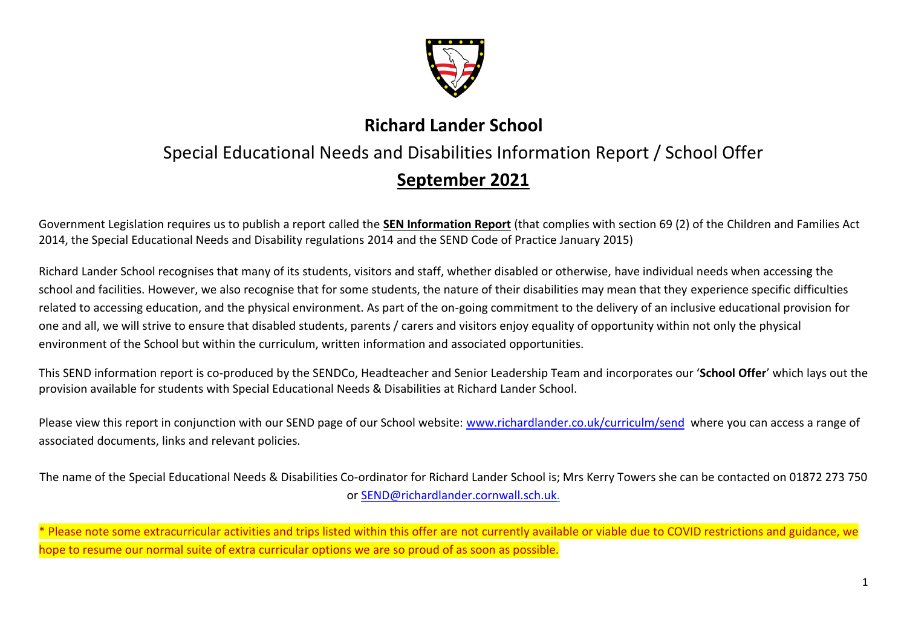# Richard Lander School

## Special Educational Needs and Disabilities Information Report / School Offer

## September 2021

Government Legislation requires us to publish a report called the **SEN Information Report** (that complies with section 69 (2) of the Children and Families Act 2014, the Special Educational Needs and Disability regulations 2014 and the SEND Code of Practice January 2015)

Richard Lander School recognises that many of its students, visitors and staff, whether disabled or otherwise, have individual needs when accessing the school and facilities. However, we also recognise that for some students, the nature of their disabilities may mean that they experience specific difficulties related to accessing education, and the physical environment. As part of the on-going commitment to the delivery of an inclusive educational provision for one and all, we will strive to ensure that disabled students, parents / carers and visitors enjoy equality of opportunity within not only the physical environment of the School but within the curriculum, written information and associated opportunities.

This SEND information report is co-produced by the SENDCo, Headteacher and Senior Leadership Team and incorporates our '**School Offer**' which lays out the provision available for students with Special Educational Needs & Disabilities at Richard Lander School.

Please view this report in conjunction with our SEND page of our School website: www.richardlander.co.uk/curriculm/send where you can access a range of associated documents, links and relevant policies.

The name of the Special Educational Needs & Disabilities Co-ordinator for Richard Lander School is; Mrs Kerry Towers she can be contacted on 01872 273 750 or SEND@richardlander.cornwall.sch.uk.

* Please note some extracurricular activities and trips listed within this offer are not currently available or viable due to COVID restrictions and guidance, we hope to resume our normal suite of extra curricular options we are so proud of as soon as possible.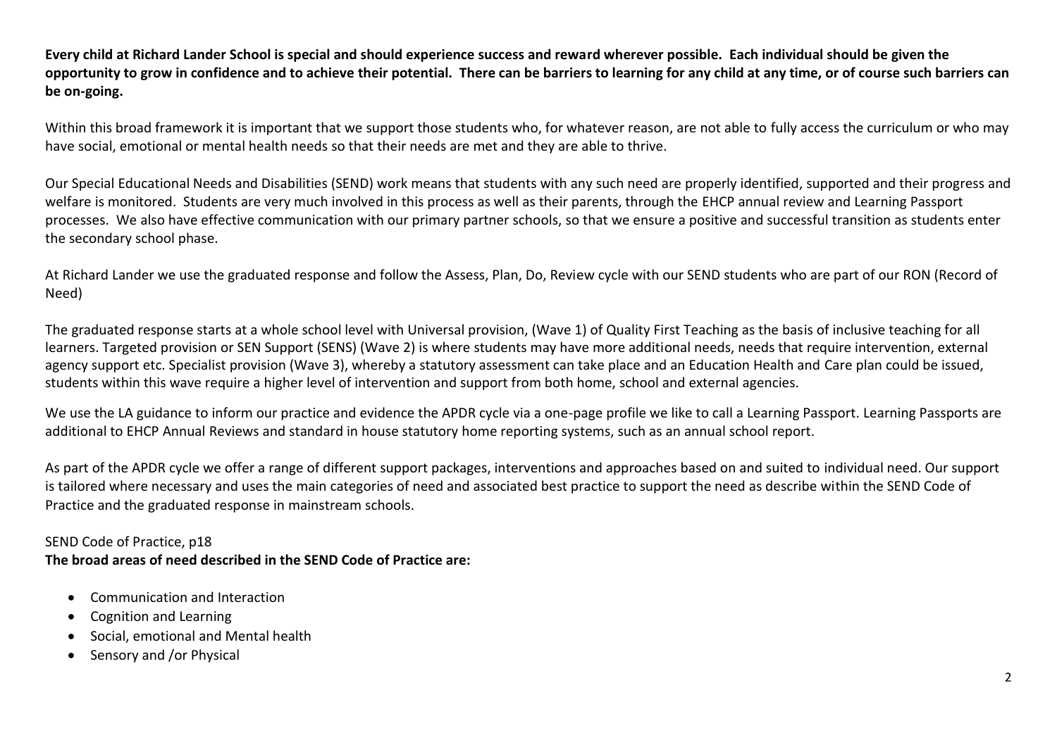**Every child at Richard Lander School is special and should experience success and reward wherever possible. Each individual should be given the opportunity to grow in confidence and to achieve their potential. There can be barriers to learning for any child at any time, or of course such barriers can be on-going.**

Within this broad framework it is important that we support those students who, for whatever reason, are not able to fully access the curriculum or who may have social, emotional or mental health needs so that their needs are met and they are able to thrive.

Our Special Educational Needs and Disabilities (SEND) work means that students with any such need are properly identified, supported and their progress and welfare is monitored. Students are very much involved in this process as well as their parents, through the EHCP annual review and Learning Passport processes. We also have effective communication with our primary partner schools, so that we ensure a positive and successful transition as students enter the secondary school phase.

At Richard Lander we use the graduated response and follow the Assess, Plan, Do, Review cycle with our SEND students who are part of our RON (Record of Need)

The graduated response starts at a whole school level with Universal provision, (Wave 1) of Quality First Teaching as the basis of inclusive teaching for all learners. Targeted provision or SEN Support (SENS) (Wave 2) is where students may have more additional needs, needs that require intervention, external agency support etc. Specialist provision (Wave 3), whereby a statutory assessment can take place and an Education Health and Care plan could be issued, students within this wave require a higher level of intervention and support from both home, school and external agencies.

We use the LA guidance to inform our practice and evidence the APDR cycle via a one-page profile we like to call a Learning Passport. Learning Passports are additional to EHCP Annual Reviews and standard in house statutory home reporting systems, such as an annual school report.

As part of the APDR cycle we offer a range of different support packages, interventions and approaches based on and suited to individual need. Our support is tailored where necessary and uses the main categories of need and associated best practice to support the need as describe within the SEND Code of Practice and the graduated response in mainstream schools.

SEND Code of Practice, p18

**The broad areas of need described in the SEND Code of Practice are:**

- Communication and Interaction
- Cognition and Learning
- Social, emotional and Mental health
- Sensory and /or Physical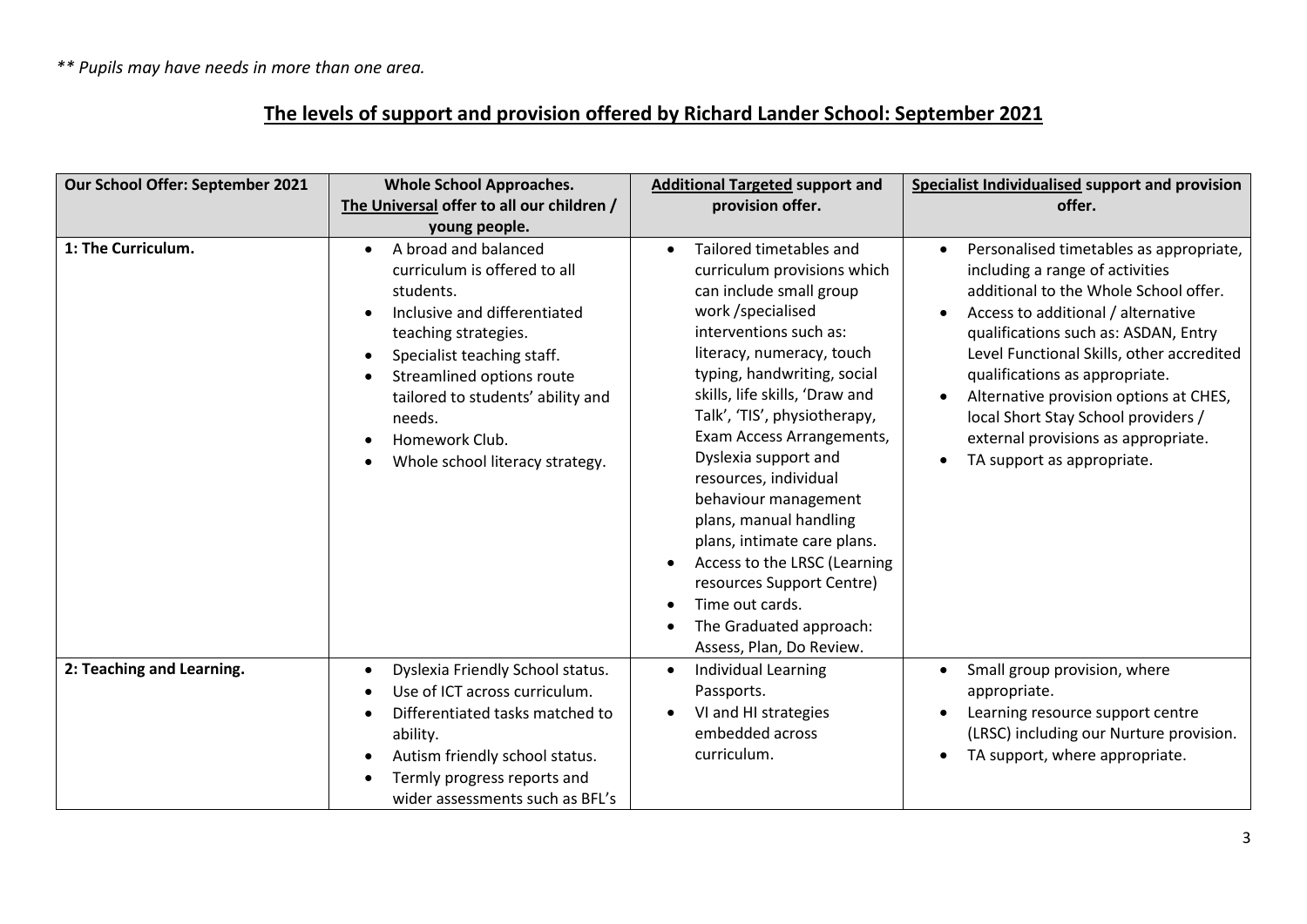*** Pupils may have needs in more than one area.*

## **The levels of support and provision offered by Richard Lander School: September 2021**

| Our School Offer: September 2021 | Whole School Approaches. <u>The Universal</u> offer to all our children / young people. | <u>Additional Targeted</u> support and provision offer. | <u>Specialist Individualised</u> support and provision offer. |
|---|---|---|---|
| **1: The Curriculum.** | • A broad and balanced curriculum is offered to all students.<br>• Inclusive and differentiated teaching strategies.<br>• Specialist teaching staff.<br>• Streamlined options route tailored to students' ability and needs.<br>• Homework Club.<br>• Whole school literacy strategy. | • Tailored timetables and curriculum provisions which can include small group work /specialised interventions such as: literacy, numeracy, touch typing, handwriting, social skills, life skills, 'Draw and Talk', 'TIS', physiotherapy, Exam Access Arrangements, Dyslexia support and resources, individual behaviour management plans, manual handling plans, intimate care plans.<br>• Access to the LRSC (Learning resources Support Centre)<br>• Time out cards.<br>• The Graduated approach: Assess, Plan, Do Review. | • Personalised timetables as appropriate, including a range of activities additional to the Whole School offer.<br>• Access to additional / alternative qualifications such as: ASDAN, Entry Level Functional Skills, other accredited qualifications as appropriate.<br>• Alternative provision options at CHES, local Short Stay School providers / external provisions as appropriate.<br>• TA support as appropriate. |
| **2: Teaching and Learning.** | • Dyslexia Friendly School status.<br>• Use of ICT across curriculum.<br>• Differentiated tasks matched to ability.<br>• Autism friendly school status.<br>• Termly progress reports and wider assessments such as BFL's | • Individual Learning Passports.<br>• VI and HI strategies embedded across curriculum. | • Small group provision, where appropriate.<br>• Learning resource support centre (LRSC) including our Nurture provision.<br>• TA support, where appropriate. |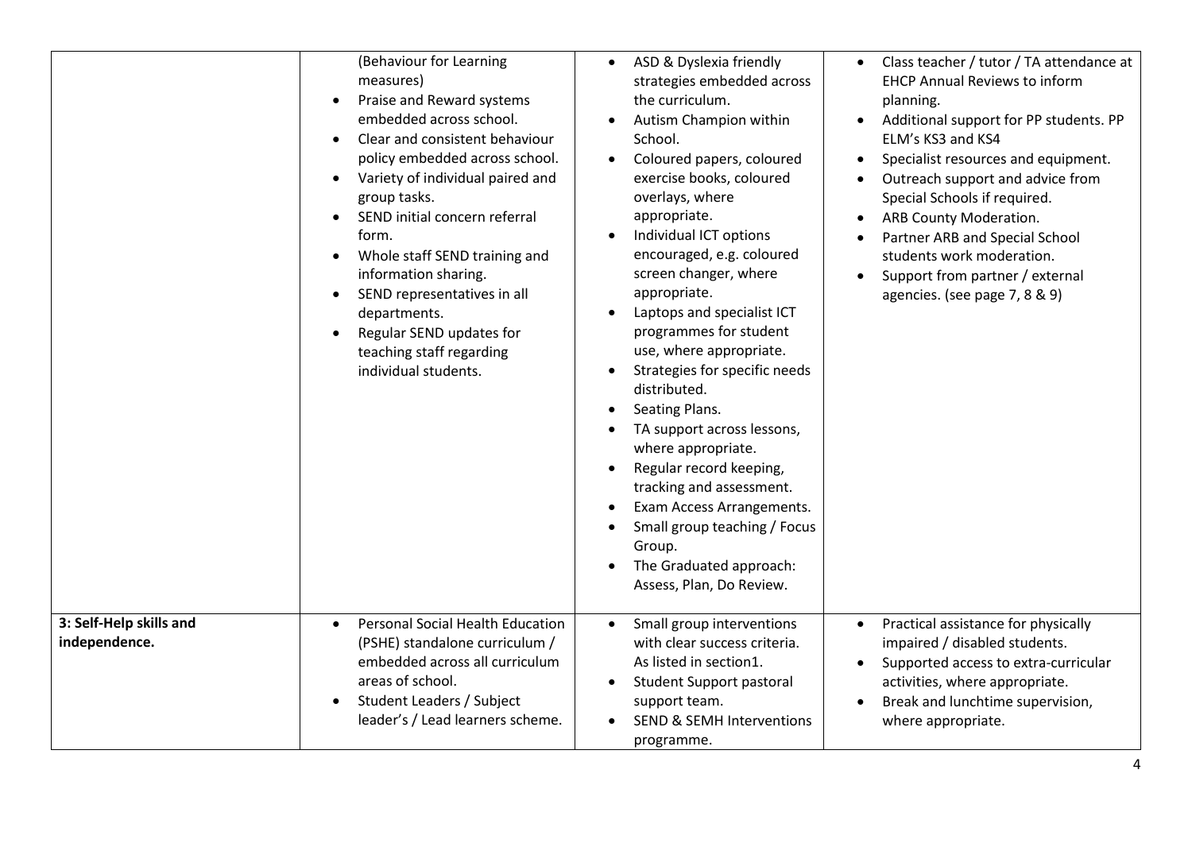| | | | |
|---|---|---|---|
| | (Behaviour for Learning measures)<br>• Praise and Reward systems embedded across school.<br>• Clear and consistent behaviour policy embedded across school.<br>• Variety of individual paired and group tasks.<br>• SEND initial concern referral form.<br>• Whole staff SEND training and information sharing.<br>• SEND representatives in all departments.<br>• Regular SEND updates for teaching staff regarding individual students. | • ASD & Dyslexia friendly strategies embedded across the curriculum.<br>• Autism Champion within School.<br>• Coloured papers, coloured exercise books, coloured overlays, where appropriate.<br>• Individual ICT options encouraged, e.g. coloured screen changer, where appropriate.<br>• Laptops and specialist ICT programmes for student use, where appropriate.<br>• Strategies for specific needs distributed.<br>• Seating Plans.<br>• TA support across lessons, where appropriate.<br>• Regular record keeping, tracking and assessment.<br>• Exam Access Arrangements.<br>• Small group teaching / Focus Group.<br>• The Graduated approach: Assess, Plan, Do Review. | • Class teacher / tutor / TA attendance at EHCP Annual Reviews to inform planning.<br>• Additional support for PP students. PP ELM's KS3 and KS4<br>• Specialist resources and equipment.<br>• Outreach support and advice from Special Schools if required.<br>• ARB County Moderation.<br>• Partner ARB and Special School students work moderation.<br>• Support from partner / external agencies. (see page 7, 8 & 9) |
| **3: Self-Help skills and independence.** | • Personal Social Health Education (PSHE) standalone curriculum / embedded across all curriculum areas of school.<br>• Student Leaders / Subject leader's / Lead learners scheme. | • Small group interventions with clear success criteria. As listed in section1.<br>• Student Support pastoral support team.<br>• SEND & SEMH Interventions programme. | • Practical assistance for physically impaired / disabled students.<br>• Supported access to extra-curricular activities, where appropriate.<br>• Break and lunchtime supervision, where appropriate. |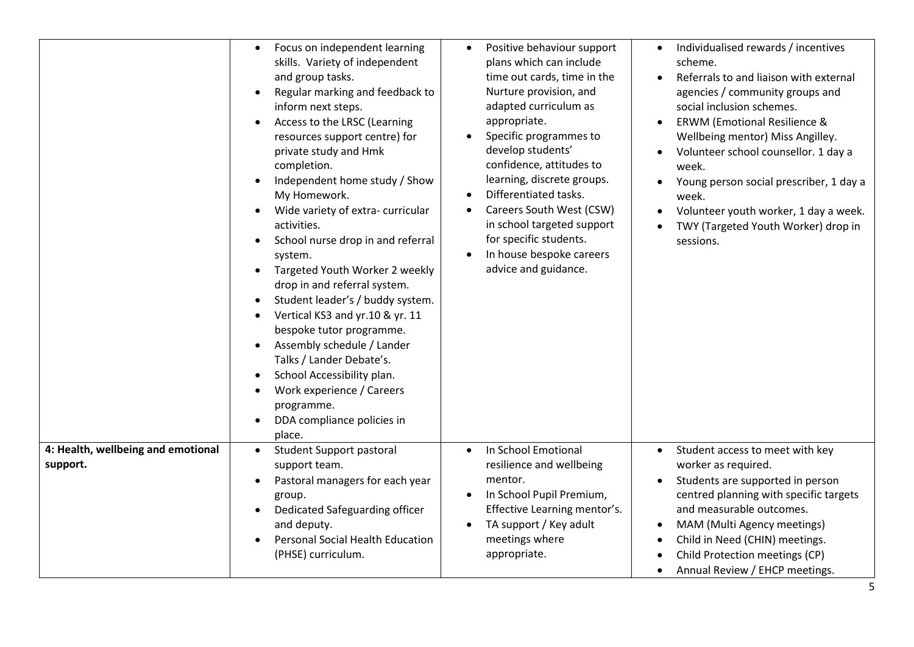| | | | |
|---|---|---|---|
| | • Focus on independent learning skills. Variety of independent and group tasks.<br>• Regular marking and feedback to inform next steps.<br>• Access to the LRSC (Learning resources support centre) for private study and Hmk completion.<br>• Independent home study / Show My Homework.<br>• Wide variety of extra- curricular activities.<br>• School nurse drop in and referral system.<br>• Targeted Youth Worker 2 weekly drop in and referral system.<br>• Student leader's / buddy system.<br>• Vertical KS3 and yr.10 & yr. 11 bespoke tutor programme.<br>• Assembly schedule / Lander Talks / Lander Debate's.<br>• School Accessibility plan.<br>• Work experience / Careers programme.<br>• DDA compliance policies in place. | • Positive behaviour support plans which can include time out cards, time in the Nurture provision, and adapted curriculum as appropriate.<br>• Specific programmes to develop students' confidence, attitudes to learning, discrete groups.<br>• Differentiated tasks.<br>• Careers South West (CSW) in school targeted support for specific students.<br>• In house bespoke careers advice and guidance. | • Individualised rewards / incentives scheme.<br>• Referrals to and liaison with external agencies / community groups and social inclusion schemes.<br>• ERWM (Emotional Resilience & Wellbeing mentor) Miss Angilley.<br>• Volunteer school counsellor. 1 day a week.<br>• Young person social prescriber, 1 day a week.<br>• Volunteer youth worker, 1 day a week.<br>• TWY (Targeted Youth Worker) drop in sessions. |
| **4: Health, wellbeing and emotional support.** | • Student Support pastoral support team.<br>• Pastoral managers for each year group.<br>• Dedicated Safeguarding officer and deputy.<br>• Personal Social Health Education (PHSE) curriculum. | • In School Emotional resilience and wellbeing mentor.<br>• In School Pupil Premium, Effective Learning mentor's.<br>• TA support / Key adult meetings where appropriate. | • Student access to meet with key worker as required.<br>• Students are supported in person centred planning with specific targets and measurable outcomes.<br>• MAM (Multi Agency meetings)<br>• Child in Need (CHIN) meetings.<br>• Child Protection meetings (CP)<br>• Annual Review / EHCP meetings. |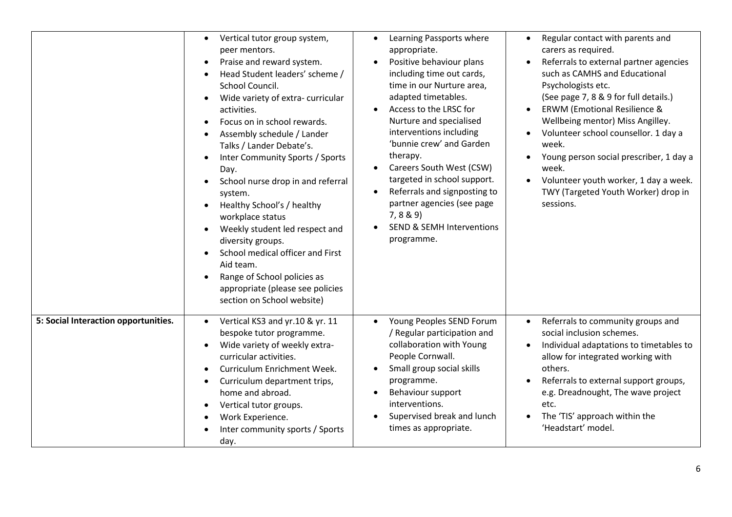| | | | |
|---|---|---|---|
| | • Vertical tutor group system, peer mentors.<br>• Praise and reward system.<br>• Head Student leaders' scheme / School Council.<br>• Wide variety of extra- curricular activities.<br>• Focus on in school rewards.<br>• Assembly schedule / Lander Talks / Lander Debate's.<br>• Inter Community Sports / Sports Day.<br>• School nurse drop in and referral system.<br>• Healthy School's / healthy workplace status<br>• Weekly student led respect and diversity groups.<br>• School medical officer and First Aid team.<br>• Range of School policies as appropriate (please see policies section on School website) | • Learning Passports where appropriate.<br>• Positive behaviour plans including time out cards, time in our Nurture area, adapted timetables.<br>• Access to the LRSC for Nurture and specialised interventions including 'bunnie crew' and Garden therapy.<br>• Careers South West (CSW) targeted in school support.<br>• Referrals and signposting to partner agencies (see page 7, 8 & 9)<br>• SEND & SEMH Interventions programme. | • Regular contact with parents and carers as required.<br>• Referrals to external partner agencies such as CAMHS and Educational Psychologists etc. (See page 7, 8 & 9 for full details.)<br>• ERWM (Emotional Resilience & Wellbeing mentor) Miss Angilley.<br>• Volunteer school counsellor. 1 day a week.<br>• Young person social prescriber, 1 day a week.<br>• Volunteer youth worker, 1 day a week. TWY (Targeted Youth Worker) drop in sessions. |
| **5: Social Interaction opportunities.** | • Vertical KS3 and yr.10 & yr. 11 bespoke tutor programme.<br>• Wide variety of weekly extra-curricular activities.<br>• Curriculum Enrichment Week.<br>• Curriculum department trips, home and abroad.<br>• Vertical tutor groups.<br>• Work Experience.<br>• Inter community sports / Sports day. | • Young Peoples SEND Forum / Regular participation and collaboration with Young People Cornwall.<br>• Small group social skills programme.<br>• Behaviour support interventions.<br>• Supervised break and lunch times as appropriate. | • Referrals to community groups and social inclusion schemes.<br>• Individual adaptations to timetables to allow for integrated working with others.<br>• Referrals to external support groups, e.g. Dreadnought, The wave project etc.<br>• The 'TIS' approach within the 'Headstart' model. |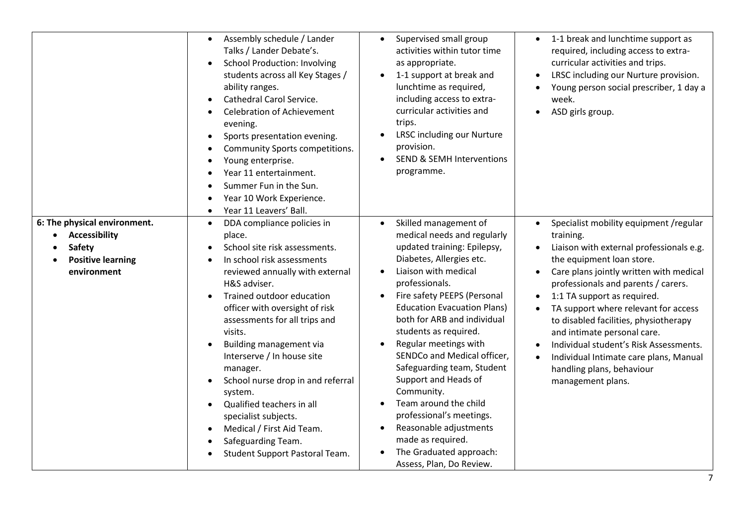| | | | |
|---|---|---|---|
| | • Assembly schedule / Lander Talks / Lander Debate's.<br>• School Production: Involving students across all Key Stages / ability ranges.<br>• Cathedral Carol Service.<br>• Celebration of Achievement evening.<br>• Sports presentation evening.<br>• Community Sports competitions.<br>• Young enterprise.<br>• Year 11 entertainment.<br>• Summer Fun in the Sun.<br>• Year 10 Work Experience.<br>• Year 11 Leavers' Ball. | • Supervised small group activities within tutor time as appropriate.<br>• 1-1 support at break and lunchtime as required, including access to extra-curricular activities and trips.<br>• LRSC including our Nurture provision.<br>• SEND & SEMH Interventions programme. | • 1-1 break and lunchtime support as required, including access to extra-curricular activities and trips.<br>• LRSC including our Nurture provision.<br>• Young person social prescriber, 1 day a week.<br>• ASD girls group. |
| **6: The physical environment.**<br>• **Accessibility**<br>• **Safety**<br>• **Positive learning environment** | • DDA compliance policies in place.<br>• School site risk assessments.<br>• In school risk assessments reviewed annually with external H&S adviser.<br>• Trained outdoor education officer with oversight of risk assessments for all trips and visits.<br>• Building management via Interserve / In house site manager.<br>• School nurse drop in and referral system.<br>• Qualified teachers in all specialist subjects.<br>• Medical / First Aid Team.<br>• Safeguarding Team.<br>• Student Support Pastoral Team. | • Skilled management of medical needs and regularly updated training: Epilepsy, Diabetes, Allergies etc.<br>• Liaison with medical professionals.<br>• Fire safety PEEPS (Personal Education Evacuation Plans) both for ARB and individual students as required.<br>• Regular meetings with SENDCo and Medical officer, Safeguarding team, Student Support and Heads of Community.<br>• Team around the child professional's meetings.<br>• Reasonable adjustments made as required.<br>• The Graduated approach: Assess, Plan, Do Review. | • Specialist mobility equipment /regular training.<br>• Liaison with external professionals e.g. the equipment loan store.<br>• Care plans jointly written with medical professionals and parents / carers.<br>• 1:1 TA support as required.<br>• TA support where relevant for access to disabled facilities, physiotherapy and intimate personal care.<br>• Individual student's Risk Assessments.<br>• Individual Intimate care plans, Manual handling plans, behaviour management plans. |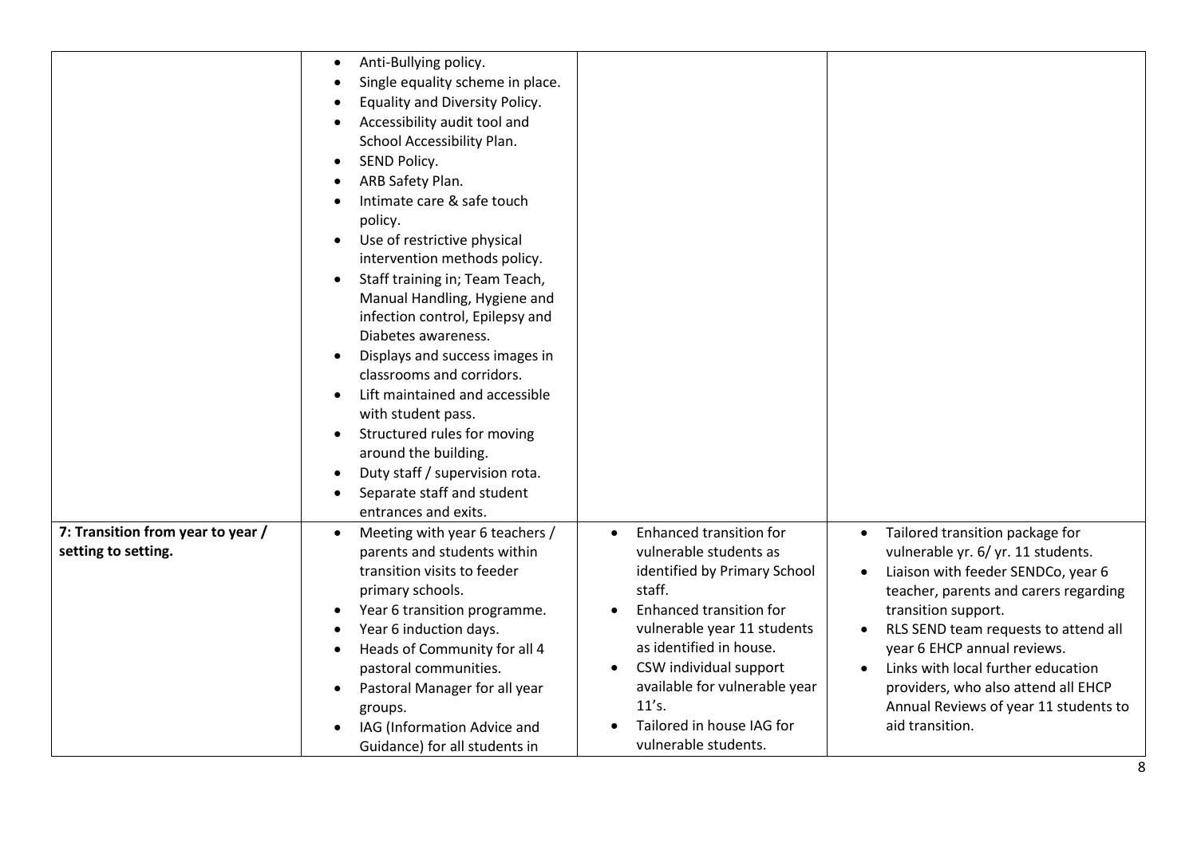| | | | |
|---|---|---|---|
| | • Anti-Bullying policy.<br>• Single equality scheme in place.<br>• Equality and Diversity Policy.<br>• Accessibility audit tool and School Accessibility Plan.<br>• SEND Policy.<br>• ARB Safety Plan.<br>• Intimate care & safe touch policy.<br>• Use of restrictive physical intervention methods policy.<br>• Staff training in; Team Teach, Manual Handling, Hygiene and infection control, Epilepsy and Diabetes awareness.<br>• Displays and success images in classrooms and corridors.<br>• Lift maintained and accessible with student pass.<br>• Structured rules for moving around the building.<br>• Duty staff / supervision rota.<br>• Separate staff and student entrances and exits. | | |
| **7: Transition from year to year / setting to setting.** | • Meeting with year 6 teachers / parents and students within transition visits to feeder primary schools.<br>• Year 6 transition programme.<br>• Year 6 induction days.<br>• Heads of Community for all 4 pastoral communities.<br>• Pastoral Manager for all year groups.<br>• IAG (Information Advice and Guidance) for all students in | • Enhanced transition for vulnerable students as identified by Primary School staff.<br>• Enhanced transition for vulnerable year 11 students as identified in house.<br>• CSW individual support available for vulnerable year 11's.<br>• Tailored in house IAG for vulnerable students. | • Tailored transition package for vulnerable yr. 6/ yr. 11 students.<br>• Liaison with feeder SENDCo, year 6 teacher, parents and carers regarding transition support.<br>• RLS SEND team requests to attend all year 6 EHCP annual reviews.<br>• Links with local further education providers, who also attend all EHCP Annual Reviews of year 11 students to aid transition. |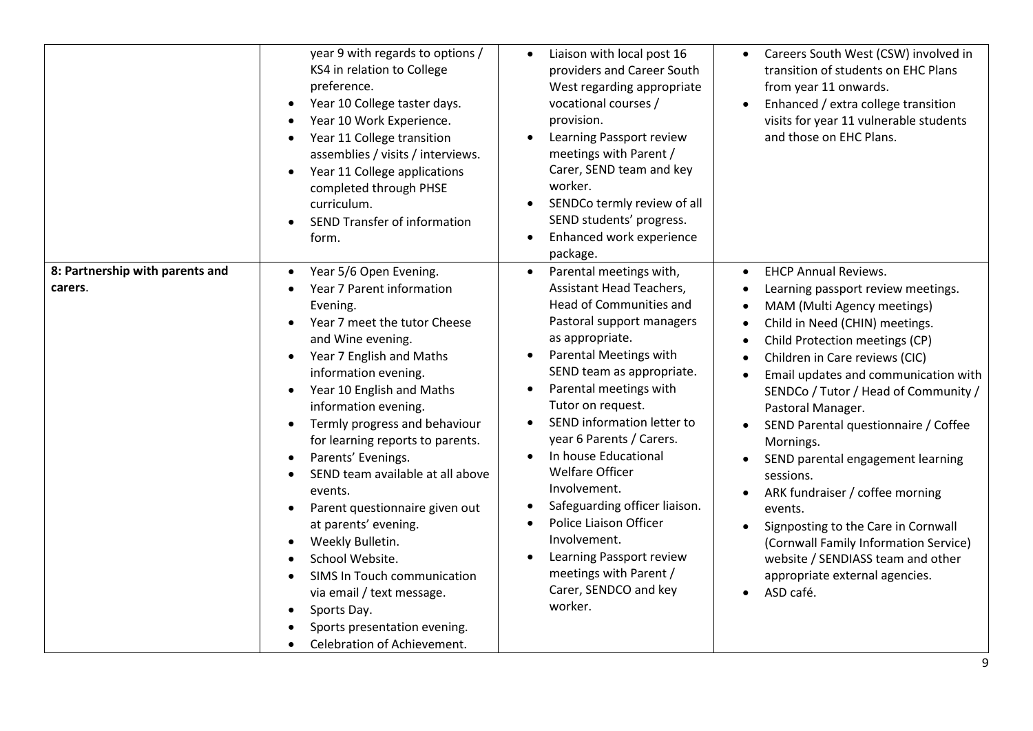| | | | |
|---|---|---|---|
| | • year 9 with regards to options / KS4 in relation to College preference.<br>• Year 10 College taster days.<br>• Year 10 Work Experience.<br>• Year 11 College transition assemblies / visits / interviews.<br>• Year 11 College applications completed through PHSE curriculum.<br>• SEND Transfer of information form. | • Liaison with local post 16 providers and Career South West regarding appropriate vocational courses / provision.<br>• Learning Passport review meetings with Parent / Carer, SEND team and key worker.<br>• SENDCo termly review of all SEND students' progress.<br>• Enhanced work experience package. | • Careers South West (CSW) involved in transition of students on EHC Plans from year 11 onwards.<br>• Enhanced / extra college transition visits for year 11 vulnerable students and those on EHC Plans. |
| **8: Partnership with parents and carers**. | • Year 5/6 Open Evening.<br>• Year 7 Parent information Evening.<br>• Year 7 meet the tutor Cheese and Wine evening.<br>• Year 7 English and Maths information evening.<br>• Year 10 English and Maths information evening.<br>• Termly progress and behaviour for learning reports to parents.<br>• Parents' Evenings.<br>• SEND team available at all above events.<br>• Parent questionnaire given out at parents' evening.<br>• Weekly Bulletin.<br>• School Website.<br>• SIMS In Touch communication via email / text message.<br>• Sports Day.<br>• Sports presentation evening.<br>• Celebration of Achievement. | • Parental meetings with, Assistant Head Teachers, Head of Communities and Pastoral support managers as appropriate.<br>• Parental Meetings with SEND team as appropriate.<br>• Parental meetings with Tutor on request.<br>• SEND information letter to year 6 Parents / Carers.<br>• In house Educational Welfare Officer Involvement.<br>• Safeguarding officer liaison.<br>• Police Liaison Officer Involvement.<br>• Learning Passport review meetings with Parent / Carer, SENDCO and key worker. | • EHCP Annual Reviews.<br>• Learning passport review meetings.<br>• MAM (Multi Agency meetings)<br>• Child in Need (CHIN) meetings.<br>• Child Protection meetings (CP)<br>• Children in Care reviews (CIC)<br>• Email updates and communication with SENDCo / Tutor / Head of Community / Pastoral Manager.<br>• SEND Parental questionnaire / Coffee Mornings.<br>• SEND parental engagement learning sessions.<br>• ARK fundraiser / coffee morning events.<br>• Signposting to the Care in Cornwall (Cornwall Family Information Service) website / SENDIASS team and other appropriate external agencies.<br>• ASD café. |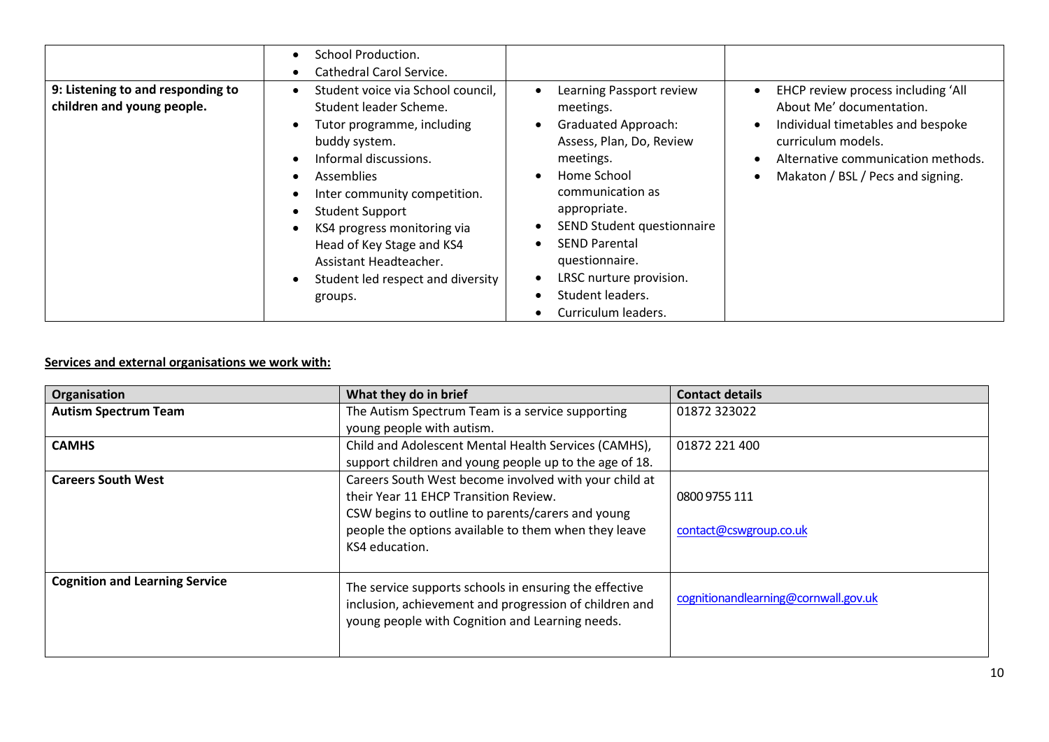| | | | |
|---|---|---|---|
| | • School Production.<br>• Cathedral Carol Service. | | |
| **9: Listening to and responding to children and young people.** | • Student voice via School council, Student leader Scheme.<br>• Tutor programme, including buddy system.<br>• Informal discussions.<br>• Assemblies<br>• Inter community competition.<br>• Student Support<br>• KS4 progress monitoring via Head of Key Stage and KS4 Assistant Headteacher.<br>• Student led respect and diversity groups. | • Learning Passport review meetings.<br>• Graduated Approach: Assess, Plan, Do, Review meetings.<br>• Home School communication as appropriate.<br>• SEND Student questionnaire<br>• SEND Parental questionnaire.<br>• LRSC nurture provision.<br>• Student leaders.<br>• Curriculum leaders. | • EHCP review process including 'All About Me' documentation.<br>• Individual timetables and bespoke curriculum models.<br>• Alternative communication methods.<br>• Makaton / BSL / Pecs and signing. |

**Services and external organisations we work with:**

| Organisation | What they do in brief | Contact details |
|---|---|---|
| **Autism Spectrum Team** | The Autism Spectrum Team is a service supporting young people with autism. | 01872 323022 |
| **CAMHS** | Child and Adolescent Mental Health Services (CAMHS), support children and young people up to the age of 18. | 01872 221 400 |
| **Careers South West** | Careers South West become involved with your child at their Year 11 EHCP Transition Review.<br>CSW begins to outline to parents/carers and young people the options available to them when they leave KS4 education. | 0800 9755 111<br><br>contact@cswgroup.co.uk |
| **Cognition and Learning Service** | The service supports schools in ensuring the effective inclusion, achievement and progression of children and young people with Cognition and Learning needs. | cognitionandlearning@cornwall.gov.uk |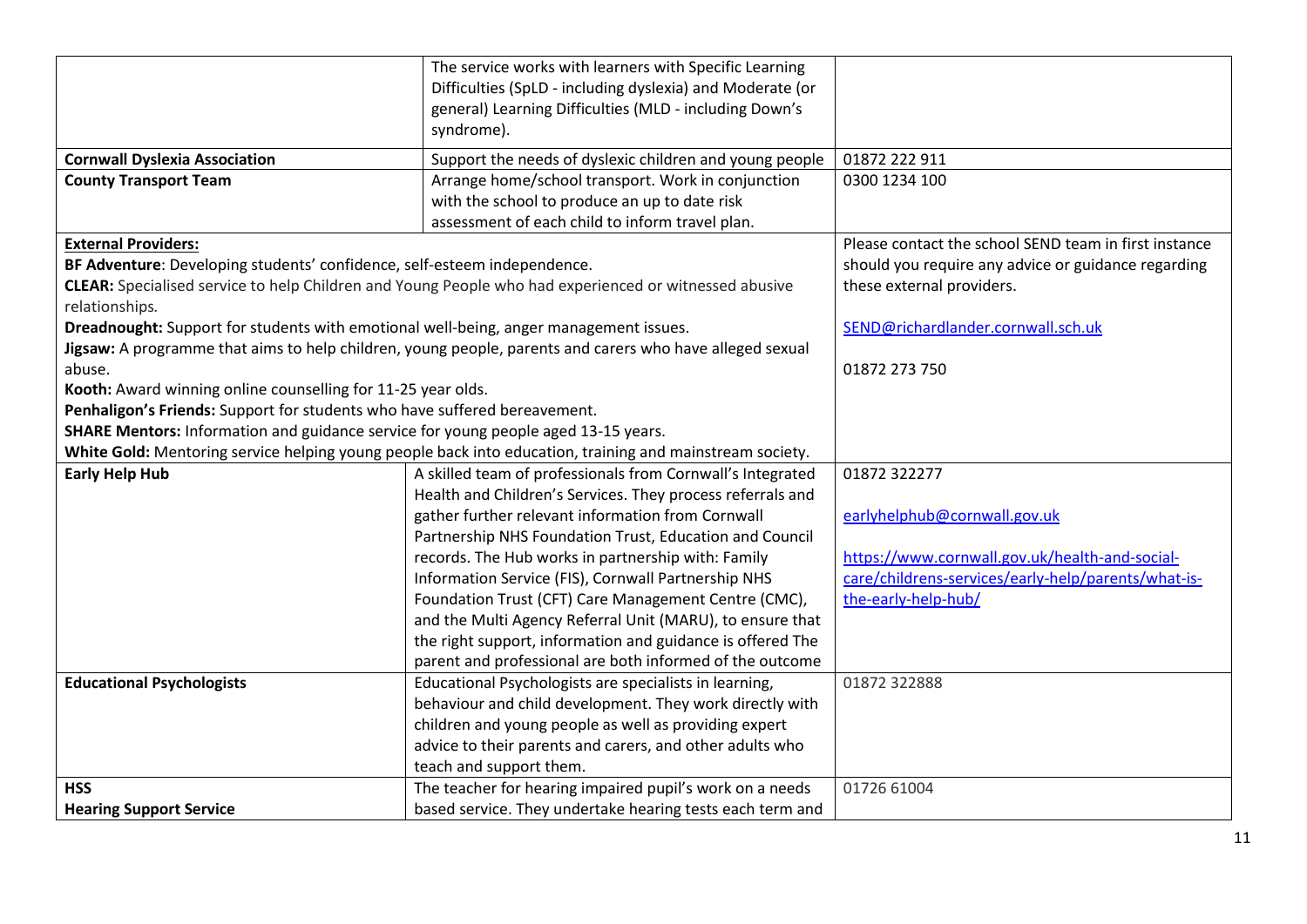| | | |
|---|---|---|
| | The service works with learners with Specific Learning Difficulties (SpLD - including dyslexia) and Moderate (or general) Learning Difficulties (MLD - including Down's syndrome). | |
| **Cornwall Dyslexia Association** | Support the needs of dyslexic children and young people | 01872 222 911 |
| **County Transport Team** | Arrange home/school transport. Work in conjunction with the school to produce an up to date risk assessment of each child to inform travel plan. | 0300 1234 100 |
| **External Providers:**<br>**BF Adventure**: Developing students' confidence, self-esteem independence.<br>**CLEAR:** Specialised service to help Children and Young People who had experienced or witnessed abusive relationships.<br>**Dreadnought:** Support for students with emotional well-being, anger management issues.<br>**Jigsaw:** A programme that aims to help children, young people, parents and carers who have alleged sexual abuse.<br>**Kooth:** Award winning online counselling for 11-25 year olds.<br>**Penhaligon's Friends:** Support for students who have suffered bereavement.<br>**SHARE Mentors:** Information and guidance service for young people aged 13-15 years.<br>**White Gold:** Mentoring service helping young people back into education, training and mainstream society. | | Please contact the school SEND team in first instance should you require any advice or guidance regarding these external providers.<br><br>SEND@richardlander.cornwall.sch.uk<br><br>01872 273 750 |
| **Early Help Hub** | A skilled team of professionals from Cornwall's Integrated Health and Children's Services. They process referrals and gather further relevant information from Cornwall Partnership NHS Foundation Trust, Education and Council records. The Hub works in partnership with: Family Information Service (FIS), Cornwall Partnership NHS Foundation Trust (CFT) Care Management Centre (CMC), and the Multi Agency Referral Unit (MARU), to ensure that the right support, information and guidance is offered The parent and professional are both informed of the outcome | 01872 322277<br><br>earlyhelphub@cornwall.gov.uk<br><br>https://www.cornwall.gov.uk/health-and-social-care/childrens-services/early-help/parents/what-is-the-early-help-hub/ |
| **Educational Psychologists** | Educational Psychologists are specialists in learning, behaviour and child development. They work directly with children and young people as well as providing expert advice to their parents and carers, and other adults who teach and support them. | 01872 322888 |
| **HSS**<br>**Hearing Support Service** | The teacher for hearing impaired pupil's work on a needs based service. They undertake hearing tests each term and | 01726 61004 |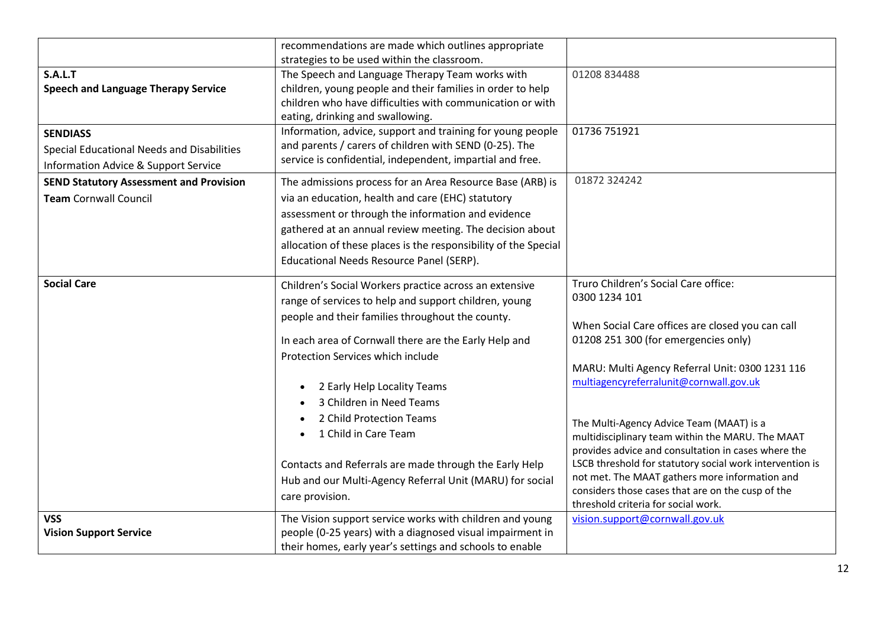| | | |
|---|---|---|
| | recommendations are made which outlines appropriate strategies to be used within the classroom. | |
| **S.A.L.T**<br>**Speech and Language Therapy Service** | The Speech and Language Therapy Team works with children, young people and their families in order to help children who have difficulties with communication or with eating, drinking and swallowing. | 01208 834488 |
| **SENDIASS**<br>Special Educational Needs and Disabilities Information Advice & Support Service | Information, advice, support and training for young people and parents / carers of children with SEND (0-25). The service is confidential, independent, impartial and free. | 01736 751921 |
| **SEND Statutory Assessment and Provision Team** Cornwall Council | The admissions process for an Area Resource Base (ARB) is via an education, health and care (EHC) statutory assessment or through the information and evidence gathered at an annual review meeting. The decision about allocation of these places is the responsibility of the Special Educational Needs Resource Panel (SERP). | 01872 324242 |
| **Social Care** | Children's Social Workers practice across an extensive range of services to help and support children, young people and their families throughout the county.<br><br>In each area of Cornwall there are the Early Help and Protection Services which include<br><br>• 2 Early Help Locality Teams<br>• 3 Children in Need Teams<br>• 2 Child Protection Teams<br>• 1 Child in Care Team<br><br>Contacts and Referrals are made through the Early Help Hub and our Multi-Agency Referral Unit (MARU) for social care provision. | Truro Children's Social Care office:<br>0300 1234 101<br><br>When Social Care offices are closed you can call 01208 251 300 (for emergencies only)<br><br>MARU: Multi Agency Referral Unit: 0300 1231 116<br>multiagencyreferralunit@cornwall.gov.uk<br><br>The Multi-Agency Advice Team (MAAT) is a multidisciplinary team within the MARU. The MAAT provides advice and consultation in cases where the LSCB threshold for statutory social work intervention is not met. The MAAT gathers more information and considers those cases that are on the cusp of the threshold criteria for social work. |
| **VSS**<br>**Vision Support Service** | The Vision support service works with children and young people (0-25 years) with a diagnosed visual impairment in their homes, early year's settings and schools to enable | vision.support@cornwall.gov.uk |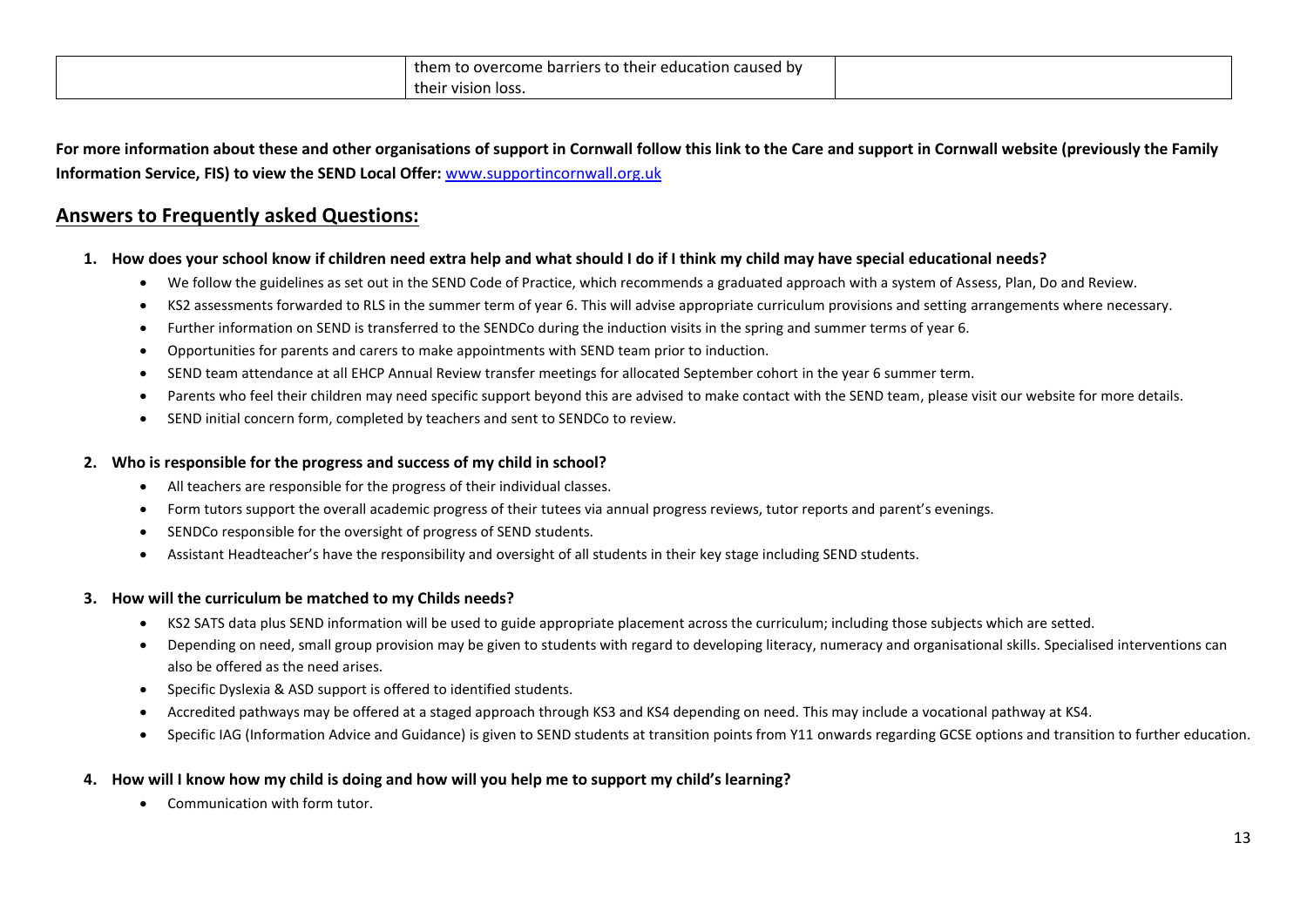| | them to overcome barriers to their education caused by their vision loss. | |
|---|---|---|

**For more information about these and other organisations of support in Cornwall follow this link to the Care and support in Cornwall website (previously the Family Information Service, FIS) to view the SEND Local Offer:** [www.supportincornwall.org.uk](http://www.supportincornwall.org.uk)

## Answers to Frequently asked Questions:

1. **How does your school know if children need extra help and what should I do if I think my child may have special educational needs?**
   - We follow the guidelines as set out in the SEND Code of Practice, which recommends a graduated approach with a system of Assess, Plan, Do and Review.
   - KS2 assessments forwarded to RLS in the summer term of year 6. This will advise appropriate curriculum provisions and setting arrangements where necessary.
   - Further information on SEND is transferred to the SENDCo during the induction visits in the spring and summer terms of year 6.
   - Opportunities for parents and carers to make appointments with SEND team prior to induction.
   - SEND team attendance at all EHCP Annual Review transfer meetings for allocated September cohort in the year 6 summer term.
   - Parents who feel their children may need specific support beyond this are advised to make contact with the SEND team, please visit our website for more details.
   - SEND initial concern form, completed by teachers and sent to SENDCo to review.

2. **Who is responsible for the progress and success of my child in school?**
   - All teachers are responsible for the progress of their individual classes.
   - Form tutors support the overall academic progress of their tutees via annual progress reviews, tutor reports and parent's evenings.
   - SENDCo responsible for the oversight of progress of SEND students.
   - Assistant Headteacher's have the responsibility and oversight of all students in their key stage including SEND students.

3. **How will the curriculum be matched to my Childs needs?**
   - KS2 SATS data plus SEND information will be used to guide appropriate placement across the curriculum; including those subjects which are setted.
   - Depending on need, small group provision may be given to students with regard to developing literacy, numeracy and organisational skills. Specialised interventions can also be offered as the need arises.
   - Specific Dyslexia & ASD support is offered to identified students.
   - Accredited pathways may be offered at a staged approach through KS3 and KS4 depending on need. This may include a vocational pathway at KS4.
   - Specific IAG (Information Advice and Guidance) is given to SEND students at transition points from Y11 onwards regarding GCSE options and transition to further education.

4. **How will I know how my child is doing and how will you help me to support my child's learning?**
   - Communication with form tutor.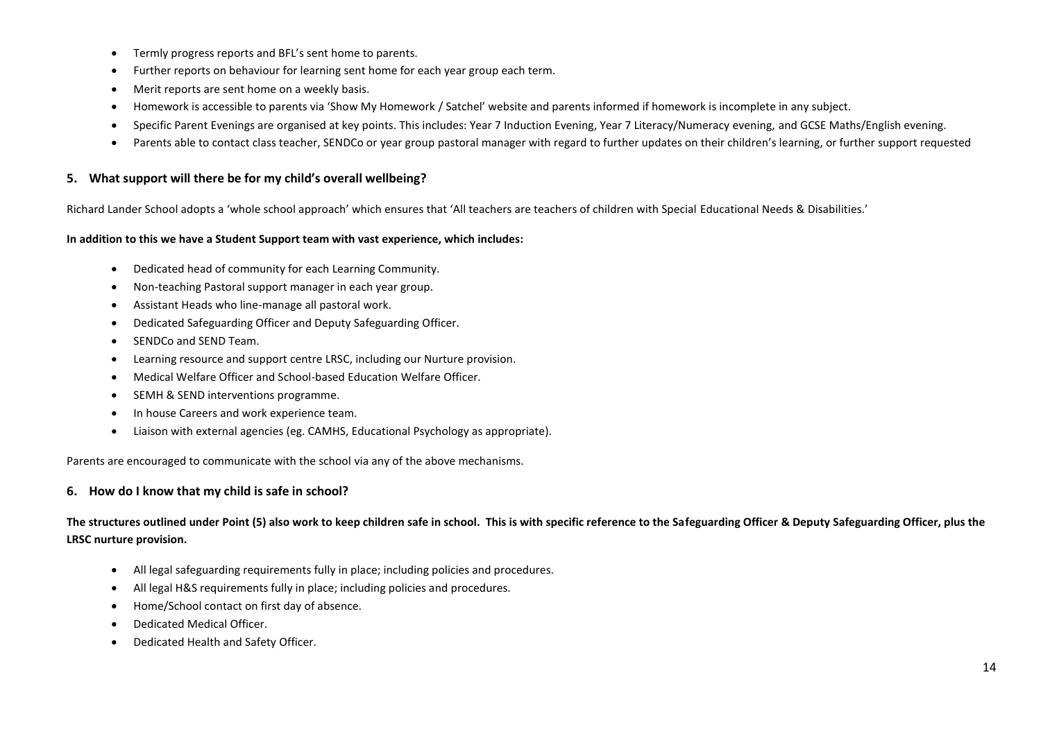- Termly progress reports and BFL's sent home to parents.
- Further reports on behaviour for learning sent home for each year group each term.
- Merit reports are sent home on a weekly basis.
- Homework is accessible to parents via 'Show My Homework / Satchel' website and parents informed if homework is incomplete in any subject.
- Specific Parent Evenings are organised at key points. This includes: Year 7 Induction Evening, Year 7 Literacy/Numeracy evening, and GCSE Maths/English evening.
- Parents able to contact class teacher, SENDCo or year group pastoral manager with regard to further updates on their children's learning, or further support requested

## 5. What support will there be for my child's overall wellbeing?

Richard Lander School adopts a 'whole school approach' which ensures that 'All teachers are teachers of children with Special Educational Needs & Disabilities.'

**In addition to this we have a Student Support team with vast experience, which includes:**

- Dedicated head of community for each Learning Community.
- Non-teaching Pastoral support manager in each year group.
- Assistant Heads who line-manage all pastoral work.
- Dedicated Safeguarding Officer and Deputy Safeguarding Officer.
- SENDCo and SEND Team.
- Learning resource and support centre LRSC, including our Nurture provision.
- Medical Welfare Officer and School-based Education Welfare Officer.
- SEMH & SEND interventions programme.
- In house Careers and work experience team.
- Liaison with external agencies (eg. CAMHS, Educational Psychology as appropriate).

Parents are encouraged to communicate with the school via any of the above mechanisms.

## 6. How do I know that my child is safe in school?

**The structures outlined under Point (5) also work to keep children safe in school. This is with specific reference to the Safeguarding Officer & Deputy Safeguarding Officer, plus the LRSC nurture provision.**

- All legal safeguarding requirements fully in place; including policies and procedures.
- All legal H&S requirements fully in place; including policies and procedures.
- Home/School contact on first day of absence.
- Dedicated Medical Officer.
- Dedicated Health and Safety Officer.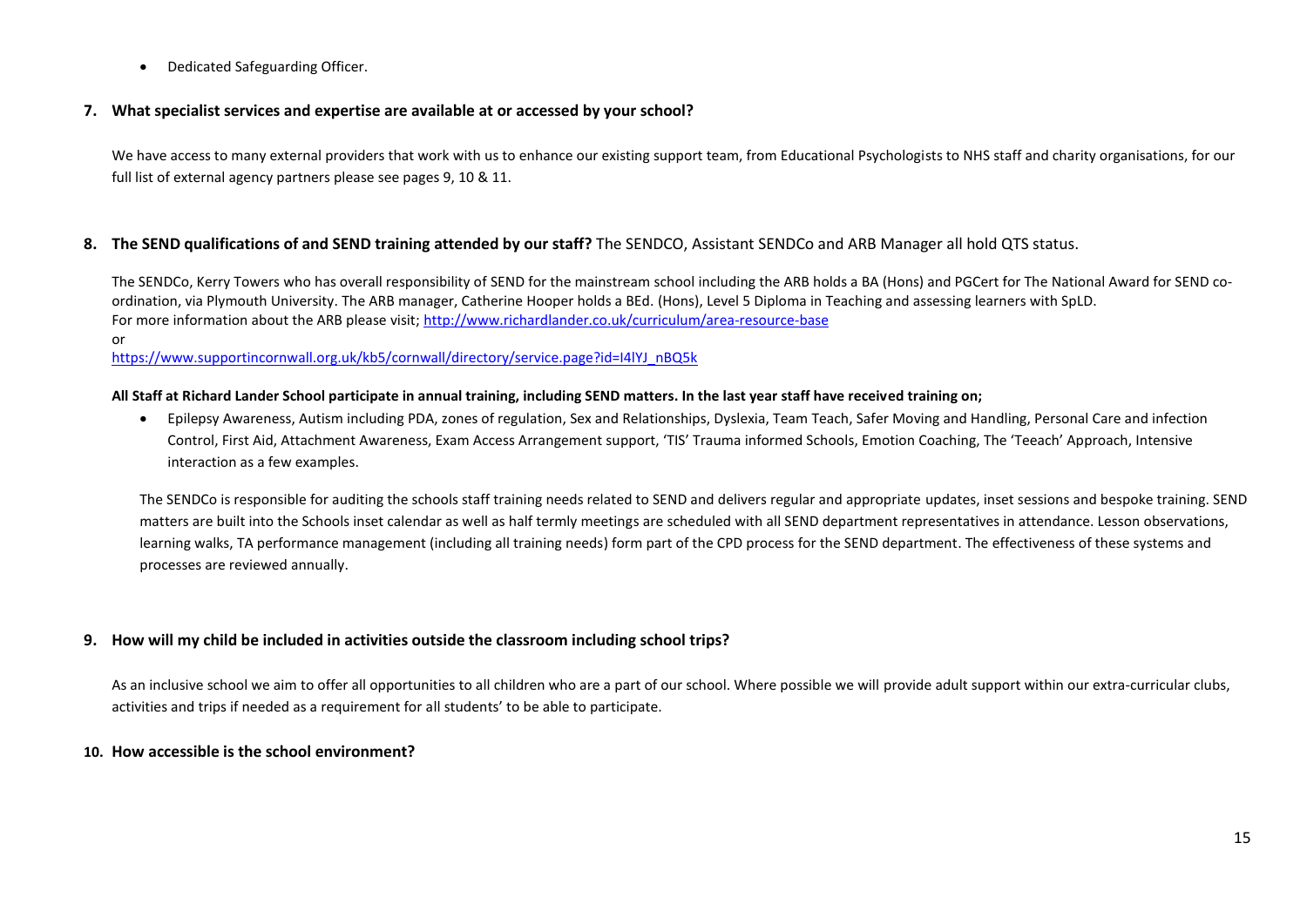- Dedicated Safeguarding Officer.

## 7. What specialist services and expertise are available at or accessed by your school?

We have access to many external providers that work with us to enhance our existing support team, from Educational Psychologists to NHS staff and charity organisations, for our full list of external agency partners please see pages 9, 10 & 11.

## 8. The SEND qualifications of and SEND training attended by our staff? The SENDCO, Assistant SENDCo and ARB Manager all hold QTS status.

The SENDCo, Kerry Towers who has overall responsibility of SEND for the mainstream school including the ARB holds a BA (Hons) and PGCert for The National Award for SEND co-ordination, via Plymouth University. The ARB manager, Catherine Hooper holds a BEd. (Hons), Level 5 Diploma in Teaching and assessing learners with SpLD.
For more information about the ARB please visit; http://www.richardlander.co.uk/curriculum/area-resource-base
or
https://www.supportincornwall.org.uk/kb5/cornwall/directory/service.page?id=I4lYJ_nBQ5k

**All Staff at Richard Lander School participate in annual training, including SEND matters. In the last year staff have received training on;**

- Epilepsy Awareness, Autism including PDA, zones of regulation, Sex and Relationships, Dyslexia, Team Teach, Safer Moving and Handling, Personal Care and infection Control, First Aid, Attachment Awareness, Exam Access Arrangement support, 'TIS' Trauma informed Schools, Emotion Coaching, The 'Teeach' Approach, Intensive interaction as a few examples.

The SENDCo is responsible for auditing the schools staff training needs related to SEND and delivers regular and appropriate updates, inset sessions and bespoke training. SEND matters are built into the Schools inset calendar as well as half termly meetings are scheduled with all SEND department representatives in attendance. Lesson observations, learning walks, TA performance management (including all training needs) form part of the CPD process for the SEND department. The effectiveness of these systems and processes are reviewed annually.

## 9. How will my child be included in activities outside the classroom including school trips?

As an inclusive school we aim to offer all opportunities to all children who are a part of our school. Where possible we will provide adult support within our extra-curricular clubs, activities and trips if needed as a requirement for all students' to be able to participate.

## 10. How accessible is the school environment?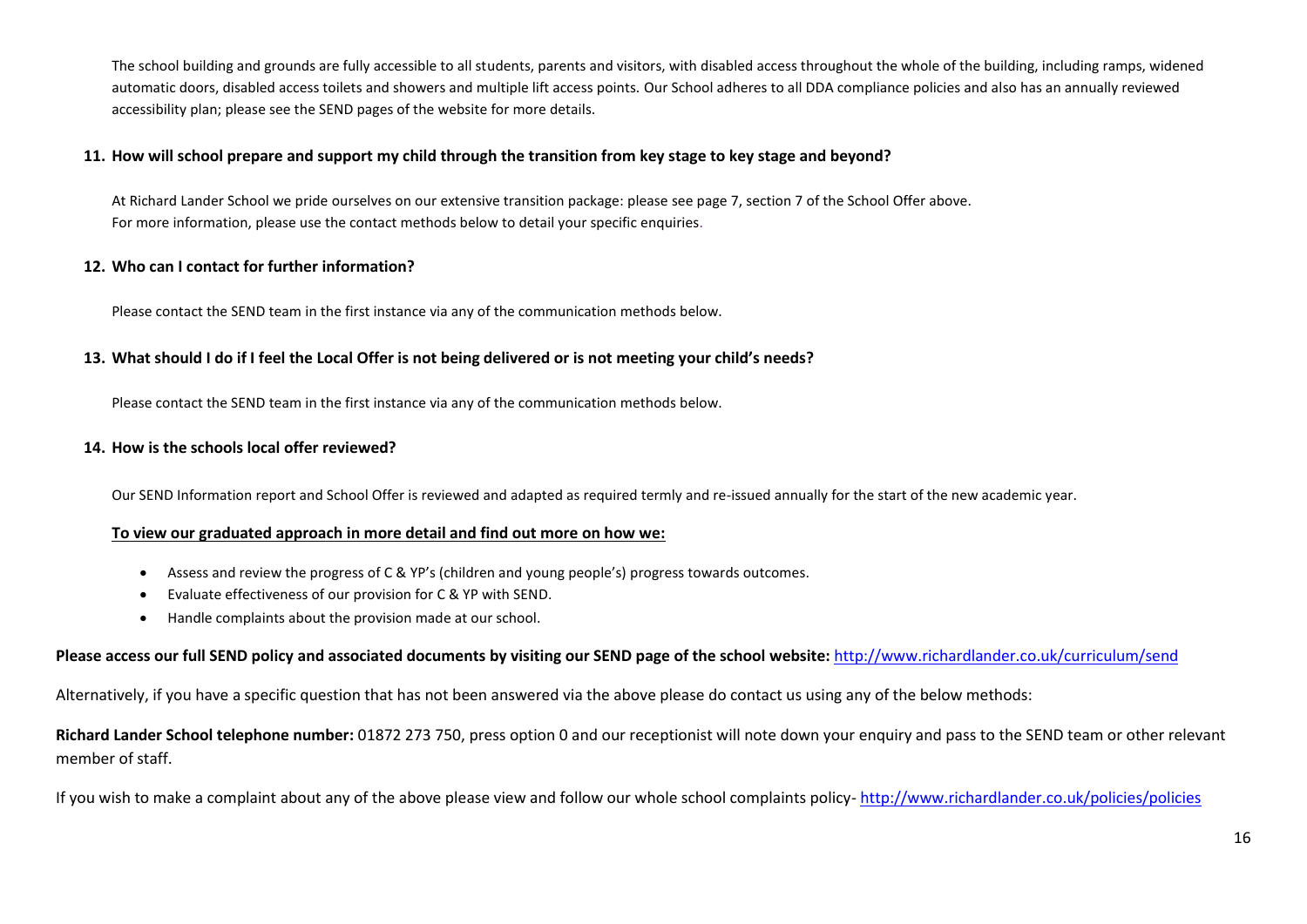The school building and grounds are fully accessible to all students, parents and visitors, with disabled access throughout the whole of the building, including ramps, widened automatic doors, disabled access toilets and showers and multiple lift access points. Our School adheres to all DDA compliance policies and also has an annually reviewed accessibility plan; please see the SEND pages of the website for more details.

**11. How will school prepare and support my child through the transition from key stage to key stage and beyond?**

At Richard Lander School we pride ourselves on our extensive transition package: please see page 7, section 7 of the School Offer above.
For more information, please use the contact methods below to detail your specific enquiries.

**12. Who can I contact for further information?**

Please contact the SEND team in the first instance via any of the communication methods below.

**13. What should I do if I feel the Local Offer is not being delivered or is not meeting your child's needs?**

Please contact the SEND team in the first instance via any of the communication methods below.

**14. How is the schools local offer reviewed?**

Our SEND Information report and School Offer is reviewed and adapted as required termly and re-issued annually for the start of the new academic year.

**To view our graduated approach in more detail and find out more on how we:**

- Assess and review the progress of C & YP's (children and young people's) progress towards outcomes.
- Evaluate effectiveness of our provision for C & YP with SEND.
- Handle complaints about the provision made at our school.

**Please access our full SEND policy and associated documents by visiting our SEND page of the school website:** http://www.richardlander.co.uk/curriculum/send

Alternatively, if you have a specific question that has not been answered via the above please do contact us using any of the below methods:

**Richard Lander School telephone number:** 01872 273 750, press option 0 and our receptionist will note down your enquiry and pass to the SEND team or other relevant member of staff.

If you wish to make a complaint about any of the above please view and follow our whole school complaints policy- http://www.richardlander.co.uk/policies/policies